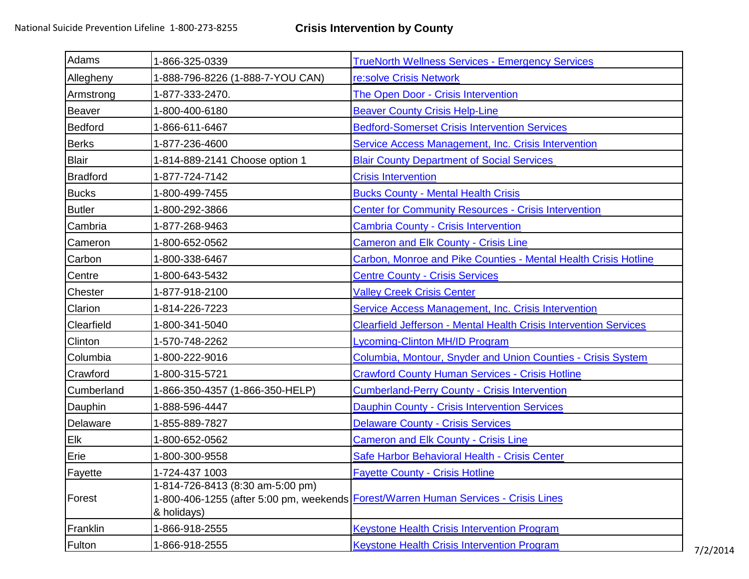National Suicide Prevention Lifeline 1-800-273-8255

# Crisis Intervention by County

| County | Phone | Service |
|---|---|---|
| Adams | 1-866-325-0339 | TrueNorth Wellness Services - Emergency Services |
| Allegheny | 1-888-796-8226 (1-888-7-YOU CAN) | re:solve Crisis Network |
| Armstrong | 1-877-333-2470. | The Open Door - Crisis Intervention |
| Beaver | 1-800-400-6180 | Beaver County Crisis Help-Line |
| Bedford | 1-866-611-6467 | Bedford-Somerset Crisis Intervention Services |
| Berks | 1-877-236-4600 | Service Access Management, Inc. Crisis Intervention |
| Blair | 1-814-889-2141 Choose option 1 | Blair County Department of Social Services |
| Bradford | 1-877-724-7142 | Crisis Intervention |
| Bucks | 1-800-499-7455 | Bucks County - Mental Health Crisis |
| Butler | 1-800-292-3866 | Center for Community Resources - Crisis Intervention |
| Cambria | 1-877-268-9463 | Cambria County - Crisis Intervention |
| Cameron | 1-800-652-0562 | Cameron and Elk County - Crisis Line |
| Carbon | 1-800-338-6467 | Carbon, Monroe and Pike Counties - Mental Health Crisis Hotline |
| Centre | 1-800-643-5432 | Centre County - Crisis Services |
| Chester | 1-877-918-2100 | Valley Creek Crisis Center |
| Clarion | 1-814-226-7223 | Service Access Management, Inc. Crisis Intervention |
| Clearfield | 1-800-341-5040 | Clearfield Jefferson - Mental Health Crisis Intervention Services |
| Clinton | 1-570-748-2262 | Lycoming-Clinton MH/ID Program |
| Columbia | 1-800-222-9016 | Columbia, Montour, Snyder and Union Counties - Crisis System |
| Crawford | 1-800-315-5721 | Crawford County Human Services - Crisis Hotline |
| Cumberland | 1-866-350-4357 (1-866-350-HELP) | Cumberland-Perry County - Crisis Intervention |
| Dauphin | 1-888-596-4447 | Dauphin County - Crisis Intervention Services |
| Delaware | 1-855-889-7827 | Delaware County - Crisis Services |
| Elk | 1-800-652-0562 | Cameron and Elk County - Crisis Line |
| Erie | 1-800-300-9558 | Safe Harbor Behavioral Health - Crisis Center |
| Fayette | 1-724-437 1003 | Fayette County - Crisis Hotline |
| Forest | 1-814-726-8413 (8:30 am-5:00 pm) 1-800-406-1255 (after 5:00 pm, weekends & holidays) | Forest/Warren Human Services - Crisis Lines |
| Franklin | 1-866-918-2555 | Keystone Health Crisis Intervention Program |
| Fulton | 1-866-918-2555 | Keystone Health Crisis Intervention Program |

7/2/2014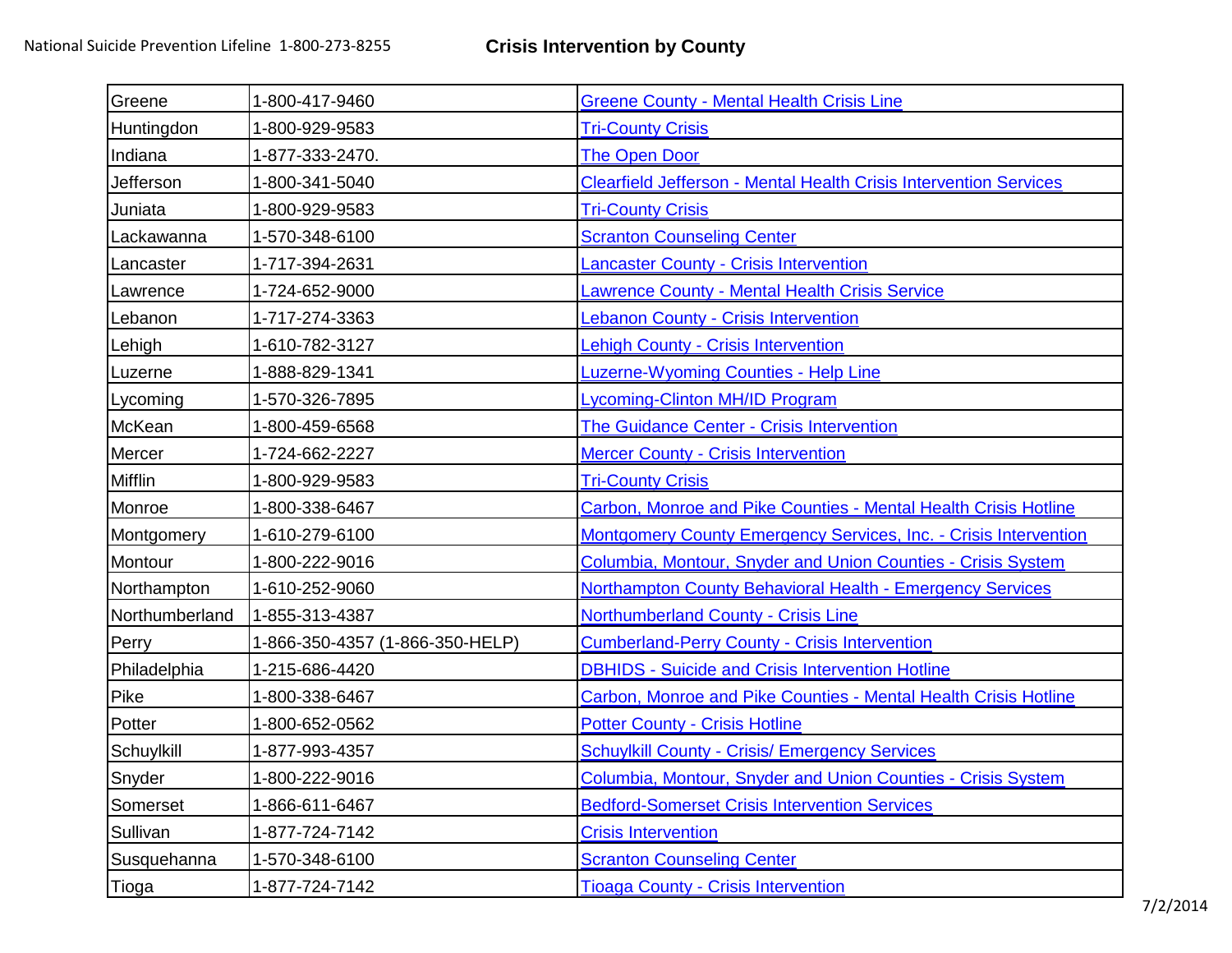National Suicide Prevention Lifeline 1-800-273-8255

# Crisis Intervention by County

| | | |
|---|---|---|
| Greene | 1-800-417-9460 | Greene County - Mental Health Crisis Line |
| Huntingdon | 1-800-929-9583 | Tri-County Crisis |
| Indiana | 1-877-333-2470. | The Open Door |
| Jefferson | 1-800-341-5040 | Clearfield Jefferson - Mental Health Crisis Intervention Services |
| Juniata | 1-800-929-9583 | Tri-County Crisis |
| Lackawanna | 1-570-348-6100 | Scranton Counseling Center |
| Lancaster | 1-717-394-2631 | Lancaster County - Crisis Intervention |
| Lawrence | 1-724-652-9000 | Lawrence County - Mental Health Crisis Service |
| Lebanon | 1-717-274-3363 | Lebanon County - Crisis Intervention |
| Lehigh | 1-610-782-3127 | Lehigh County - Crisis Intervention |
| Luzerne | 1-888-829-1341 | Luzerne-Wyoming Counties - Help Line |
| Lycoming | 1-570-326-7895 | Lycoming-Clinton MH/ID Program |
| McKean | 1-800-459-6568 | The Guidance Center - Crisis Intervention |
| Mercer | 1-724-662-2227 | Mercer County - Crisis Intervention |
| Mifflin | 1-800-929-9583 | Tri-County Crisis |
| Monroe | 1-800-338-6467 | Carbon, Monroe and Pike Counties - Mental Health Crisis Hotline |
| Montgomery | 1-610-279-6100 | Montgomery County Emergency Services, Inc. - Crisis Intervention |
| Montour | 1-800-222-9016 | Columbia, Montour, Snyder and Union Counties - Crisis System |
| Northampton | 1-610-252-9060 | Northampton County Behavioral Health - Emergency Services |
| Northumberland | 1-855-313-4387 | Northumberland County - Crisis Line |
| Perry | 1-866-350-4357 (1-866-350-HELP) | Cumberland-Perry County - Crisis Intervention |
| Philadelphia | 1-215-686-4420 | DBHIDS - Suicide and Crisis Intervention Hotline |
| Pike | 1-800-338-6467 | Carbon, Monroe and Pike Counties - Mental Health Crisis Hotline |
| Potter | 1-800-652-0562 | Potter County - Crisis Hotline |
| Schuylkill | 1-877-993-4357 | Schuylkill County - Crisis/ Emergency Services |
| Snyder | 1-800-222-9016 | Columbia, Montour, Snyder and Union Counties - Crisis System |
| Somerset | 1-866-611-6467 | Bedford-Somerset Crisis Intervention Services |
| Sullivan | 1-877-724-7142 | Crisis Intervention |
| Susquehanna | 1-570-348-6100 | Scranton Counseling Center |
| Tioga | 1-877-724-7142 | Tioaga County - Crisis Intervention |

7/2/2014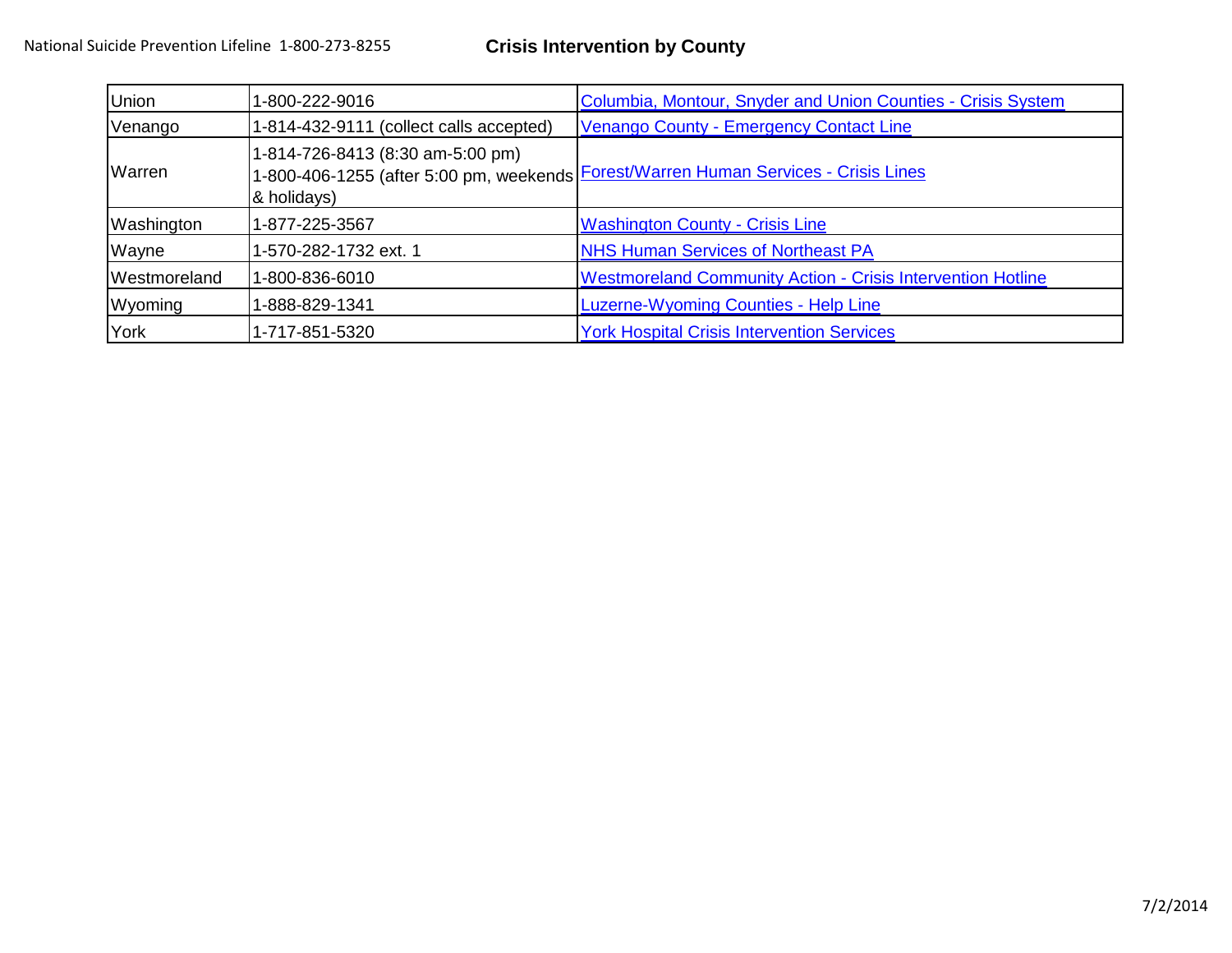National Suicide Prevention Lifeline 1-800-273-8255

# Crisis Intervention by County

| | | |
|---|---|---|
| Union | 1-800-222-9016 | Columbia, Montour, Snyder and Union Counties - Crisis System |
| Venango | 1-814-432-9111 (collect calls accepted) | Venango County - Emergency Contact Line |
| Warren | 1-814-726-8413 (8:30 am-5:00 pm) 1-800-406-1255 (after 5:00 pm, weekends & holidays) | Forest/Warren Human Services - Crisis Lines |
| Washington | 1-877-225-3567 | Washington County - Crisis Line |
| Wayne | 1-570-282-1732 ext. 1 | NHS Human Services of Northeast PA |
| Westmoreland | 1-800-836-6010 | Westmoreland Community Action - Crisis Intervention Hotline |
| Wyoming | 1-888-829-1341 | Luzerne-Wyoming Counties - Help Line |
| York | 1-717-851-5320 | York Hospital Crisis Intervention Services |

7/2/2014